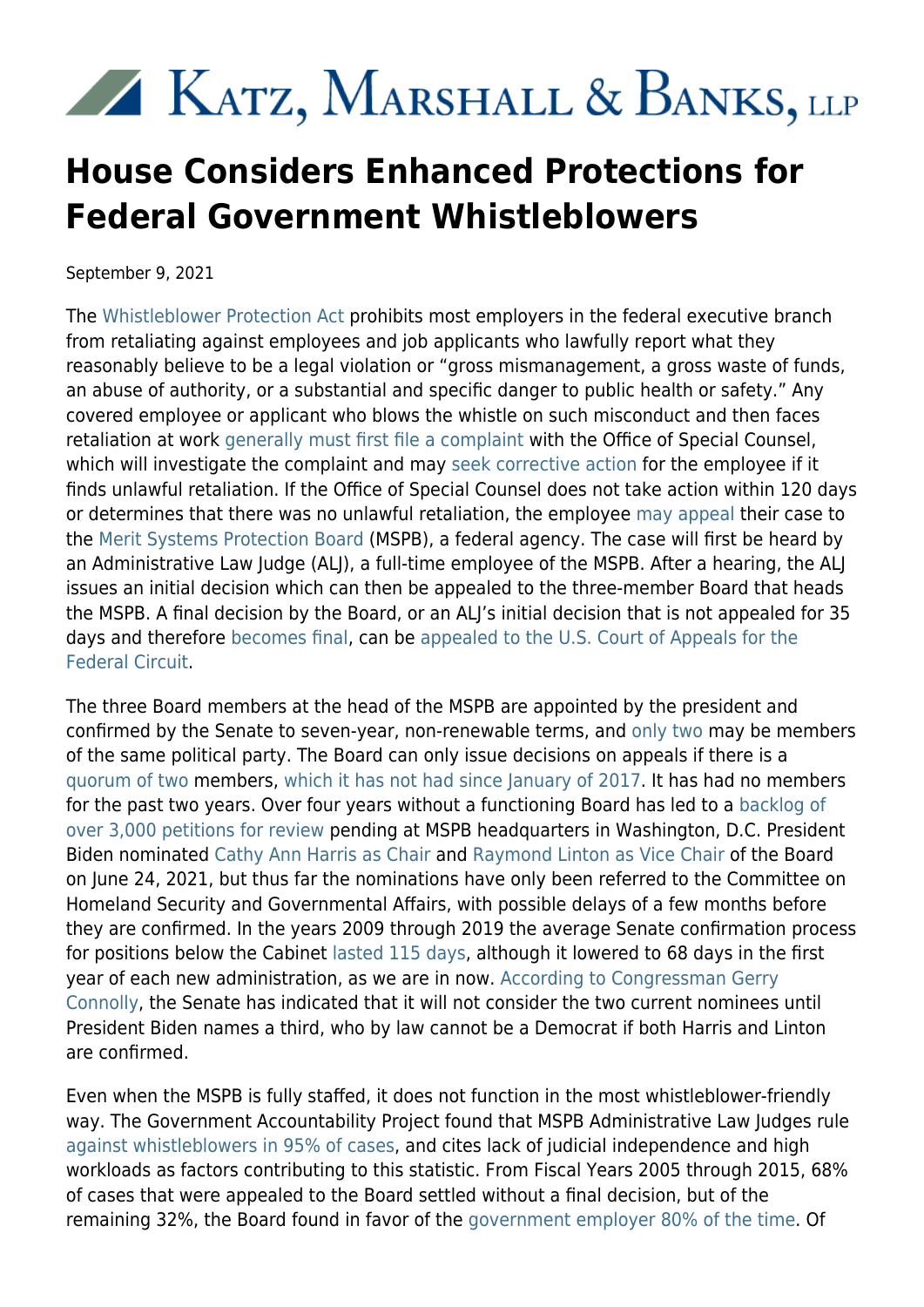Katz, Marshall & Banks, LLP

# House Considers Enhanced Protections for Federal Government Whistleblowers

September 9, 2021

The Whistleblower Protection Act prohibits most employers in the federal executive branch from retaliating against employees and job applicants who lawfully report what they reasonably believe to be a legal violation or "gross mismanagement, a gross waste of funds, an abuse of authority, or a substantial and specific danger to public health or safety." Any covered employee or applicant who blows the whistle on such misconduct and then faces retaliation at work generally must first file a complaint with the Office of Special Counsel, which will investigate the complaint and may seek corrective action for the employee if it finds unlawful retaliation. If the Office of Special Counsel does not take action within 120 days or determines that there was no unlawful retaliation, the employee may appeal their case to the Merit Systems Protection Board (MSPB), a federal agency. The case will first be heard by an Administrative Law Judge (ALJ), a full-time employee of the MSPB. After a hearing, the ALJ issues an initial decision which can then be appealed to the three-member Board that heads the MSPB. A final decision by the Board, or an ALJ's initial decision that is not appealed for 35 days and therefore becomes final, can be appealed to the U.S. Court of Appeals for the Federal Circuit.

The three Board members at the head of the MSPB are appointed by the president and confirmed by the Senate to seven-year, non-renewable terms, and only two may be members of the same political party. The Board can only issue decisions on appeals if there is a quorum of two members, which it has not had since January of 2017. It has had no members for the past two years. Over four years without a functioning Board has led to a backlog of over 3,000 petitions for review pending at MSPB headquarters in Washington, D.C. President Biden nominated Cathy Ann Harris as Chair and Raymond Linton as Vice Chair of the Board on June 24, 2021, but thus far the nominations have only been referred to the Committee on Homeland Security and Governmental Affairs, with possible delays of a few months before they are confirmed. In the years 2009 through 2019 the average Senate confirmation process for positions below the Cabinet lasted 115 days, although it lowered to 68 days in the first year of each new administration, as we are in now. According to Congressman Gerry Connolly, the Senate has indicated that it will not consider the two current nominees until President Biden names a third, who by law cannot be a Democrat if both Harris and Linton are confirmed.

Even when the MSPB is fully staffed, it does not function in the most whistleblower-friendly way. The Government Accountability Project found that MSPB Administrative Law Judges rule against whistleblowers in 95% of cases, and cites lack of judicial independence and high workloads as factors contributing to this statistic. From Fiscal Years 2005 through 2015, 68% of cases that were appealed to the Board settled without a final decision, but of the remaining 32%, the Board found in favor of the government employer 80% of the time. Of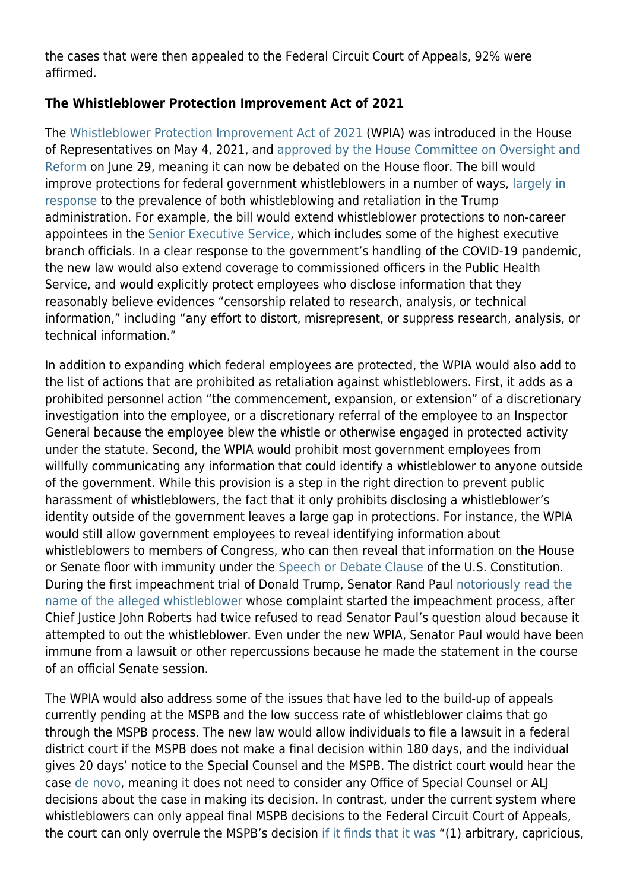the cases that were then appealed to the Federal Circuit Court of Appeals, 92% were affirmed.

**The Whistleblower Protection Improvement Act of 2021**

The Whistleblower Protection Improvement Act of 2021 (WPIA) was introduced in the House of Representatives on May 4, 2021, and approved by the House Committee on Oversight and Reform on June 29, meaning it can now be debated on the House floor. The bill would improve protections for federal government whistleblowers in a number of ways, largely in response to the prevalence of both whistleblowing and retaliation in the Trump administration. For example, the bill would extend whistleblower protections to non-career appointees in the Senior Executive Service, which includes some of the highest executive branch officials. In a clear response to the government's handling of the COVID-19 pandemic, the new law would also extend coverage to commissioned officers in the Public Health Service, and would explicitly protect employees who disclose information that they reasonably believe evidences "censorship related to research, analysis, or technical information," including "any effort to distort, misrepresent, or suppress research, analysis, or technical information."

In addition to expanding which federal employees are protected, the WPIA would also add to the list of actions that are prohibited as retaliation against whistleblowers. First, it adds as a prohibited personnel action "the commencement, expansion, or extension" of a discretionary investigation into the employee, or a discretionary referral of the employee to an Inspector General because the employee blew the whistle or otherwise engaged in protected activity under the statute. Second, the WPIA would prohibit most government employees from willfully communicating any information that could identify a whistleblower to anyone outside of the government. While this provision is a step in the right direction to prevent public harassment of whistleblowers, the fact that it only prohibits disclosing a whistleblower's identity outside of the government leaves a large gap in protections. For instance, the WPIA would still allow government employees to reveal identifying information about whistleblowers to members of Congress, who can then reveal that information on the House or Senate floor with immunity under the Speech or Debate Clause of the U.S. Constitution. During the first impeachment trial of Donald Trump, Senator Rand Paul notoriously read the name of the alleged whistleblower whose complaint started the impeachment process, after Chief Justice John Roberts had twice refused to read Senator Paul's question aloud because it attempted to out the whistleblower. Even under the new WPIA, Senator Paul would have been immune from a lawsuit or other repercussions because he made the statement in the course of an official Senate session.

The WPIA would also address some of the issues that have led to the build-up of appeals currently pending at the MSPB and the low success rate of whistleblower claims that go through the MSPB process. The new law would allow individuals to file a lawsuit in a federal district court if the MSPB does not make a final decision within 180 days, and the individual gives 20 days' notice to the Special Counsel and the MSPB. The district court would hear the case de novo, meaning it does not need to consider any Office of Special Counsel or ALJ decisions about the case in making its decision. In contrast, under the current system where whistleblowers can only appeal final MSPB decisions to the Federal Circuit Court of Appeals, the court can only overrule the MSPB's decision if it finds that it was "(1) arbitrary, capricious,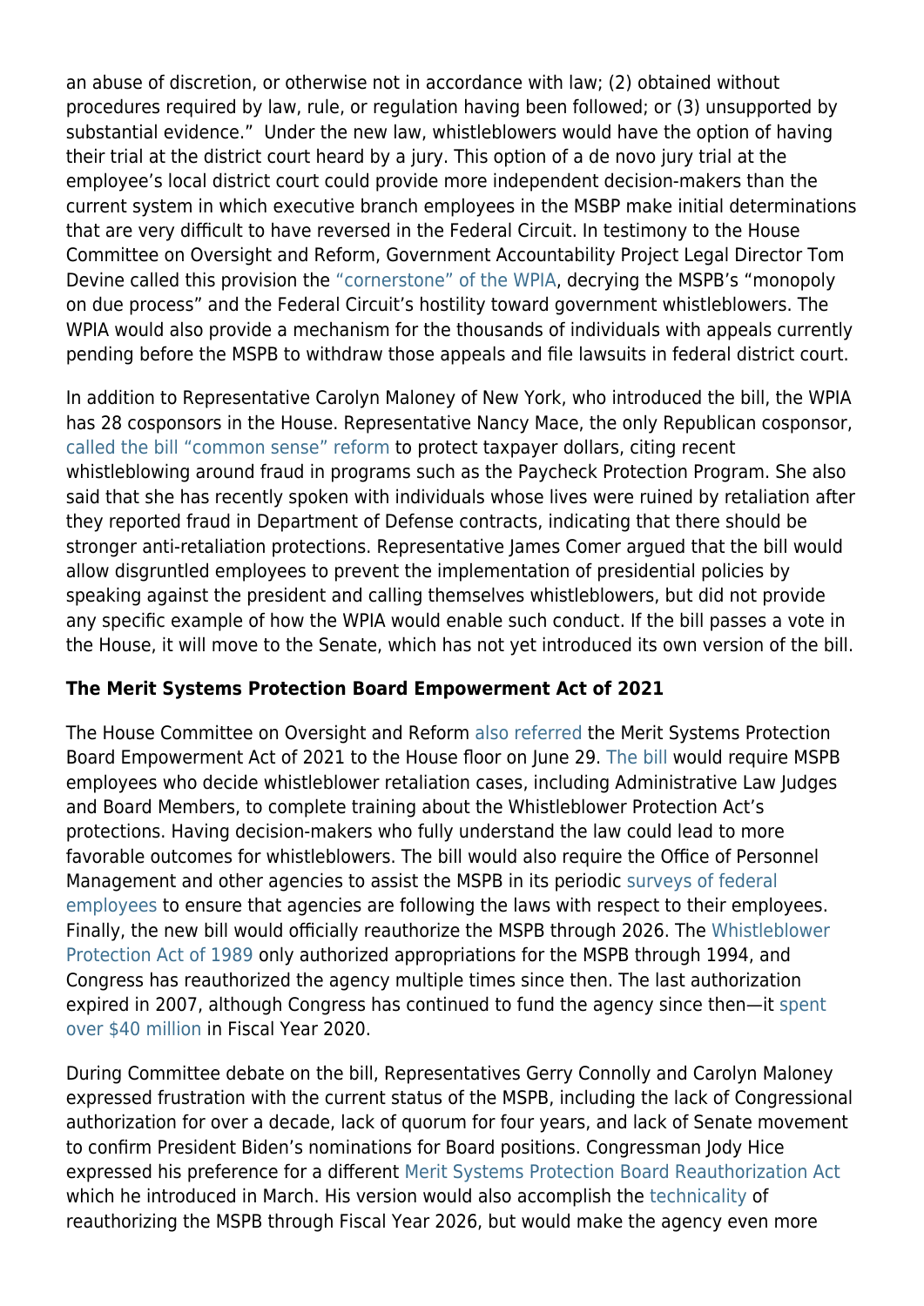an abuse of discretion, or otherwise not in accordance with law; (2) obtained without procedures required by law, rule, or regulation having been followed; or (3) unsupported by substantial evidence." Under the new law, whistleblowers would have the option of having their trial at the district court heard by a jury. This option of a de novo jury trial at the employee's local district court could provide more independent decision-makers than the current system in which executive branch employees in the MSBP make initial determinations that are very difficult to have reversed in the Federal Circuit. In testimony to the House Committee on Oversight and Reform, Government Accountability Project Legal Director Tom Devine called this provision the "cornerstone" of the WPIA, decrying the MSPB's "monopoly on due process" and the Federal Circuit's hostility toward government whistleblowers. The WPIA would also provide a mechanism for the thousands of individuals with appeals currently pending before the MSPB to withdraw those appeals and file lawsuits in federal district court.

In addition to Representative Carolyn Maloney of New York, who introduced the bill, the WPIA has 28 cosponsors in the House. Representative Nancy Mace, the only Republican cosponsor, called the bill "common sense" reform to protect taxpayer dollars, citing recent whistleblowing around fraud in programs such as the Paycheck Protection Program. She also said that she has recently spoken with individuals whose lives were ruined by retaliation after they reported fraud in Department of Defense contracts, indicating that there should be stronger anti-retaliation protections. Representative James Comer argued that the bill would allow disgruntled employees to prevent the implementation of presidential policies by speaking against the president and calling themselves whistleblowers, but did not provide any specific example of how the WPIA would enable such conduct. If the bill passes a vote in the House, it will move to the Senate, which has not yet introduced its own version of the bill.

**The Merit Systems Protection Board Empowerment Act of 2021**

The House Committee on Oversight and Reform also referred the Merit Systems Protection Board Empowerment Act of 2021 to the House floor on June 29. The bill would require MSPB employees who decide whistleblower retaliation cases, including Administrative Law Judges and Board Members, to complete training about the Whistleblower Protection Act's protections. Having decision-makers who fully understand the law could lead to more favorable outcomes for whistleblowers. The bill would also require the Office of Personnel Management and other agencies to assist the MSPB in its periodic surveys of federal employees to ensure that agencies are following the laws with respect to their employees. Finally, the new bill would officially reauthorize the MSPB through 2026. The Whistleblower Protection Act of 1989 only authorized appropriations for the MSPB through 1994, and Congress has reauthorized the agency multiple times since then. The last authorization expired in 2007, although Congress has continued to fund the agency since then—it spent over $40 million in Fiscal Year 2020.

During Committee debate on the bill, Representatives Gerry Connolly and Carolyn Maloney expressed frustration with the current status of the MSPB, including the lack of Congressional authorization for over a decade, lack of quorum for four years, and lack of Senate movement to confirm President Biden's nominations for Board positions. Congressman Jody Hice expressed his preference for a different Merit Systems Protection Board Reauthorization Act which he introduced in March. His version would also accomplish the technicality of reauthorizing the MSPB through Fiscal Year 2026, but would make the agency even more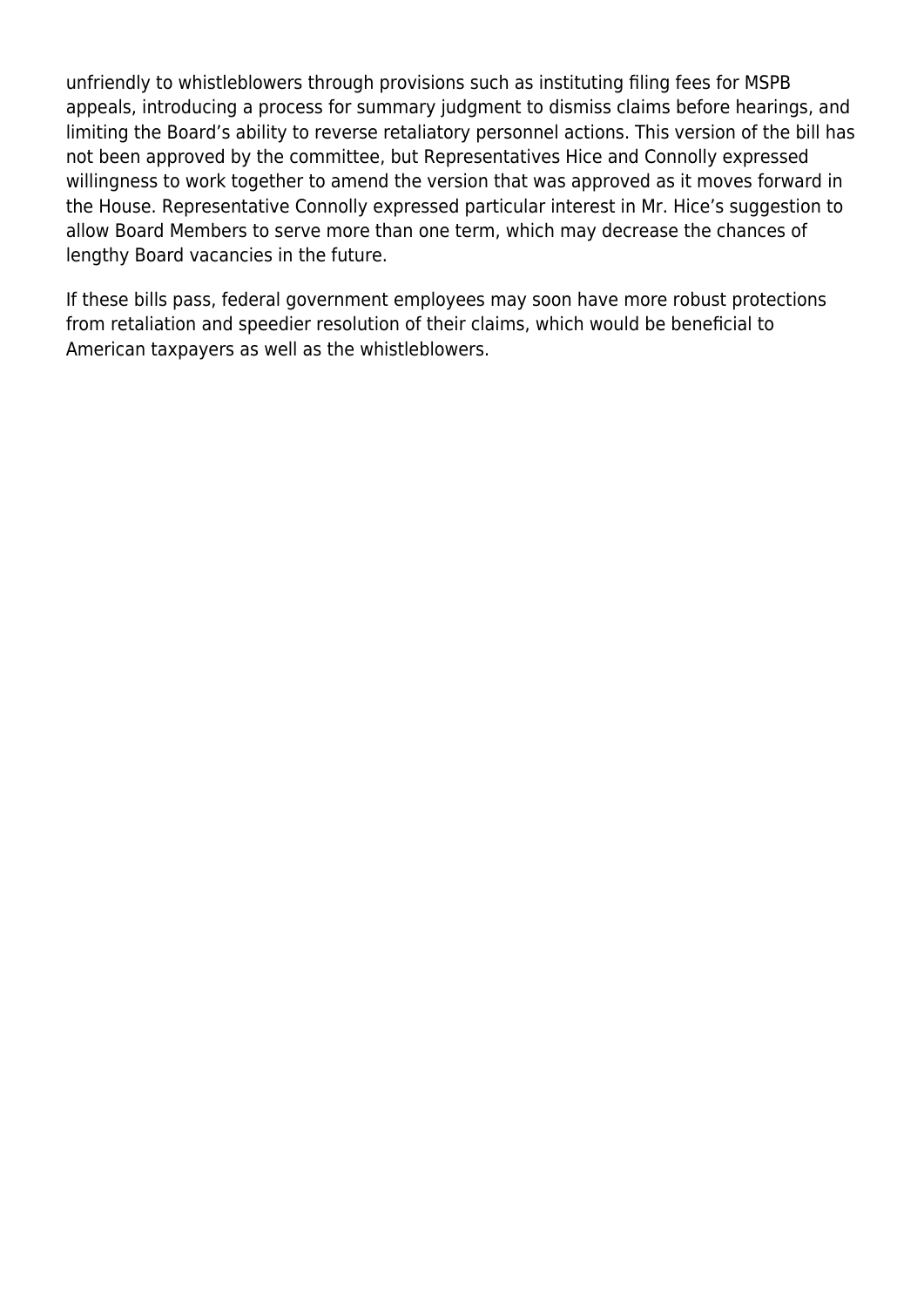unfriendly to whistleblowers through provisions such as instituting filing fees for MSPB appeals, introducing a process for summary judgment to dismiss claims before hearings, and limiting the Board's ability to reverse retaliatory personnel actions. This version of the bill has not been approved by the committee, but Representatives Hice and Connolly expressed willingness to work together to amend the version that was approved as it moves forward in the House. Representative Connolly expressed particular interest in Mr. Hice's suggestion to allow Board Members to serve more than one term, which may decrease the chances of lengthy Board vacancies in the future.

If these bills pass, federal government employees may soon have more robust protections from retaliation and speedier resolution of their claims, which would be beneficial to American taxpayers as well as the whistleblowers.